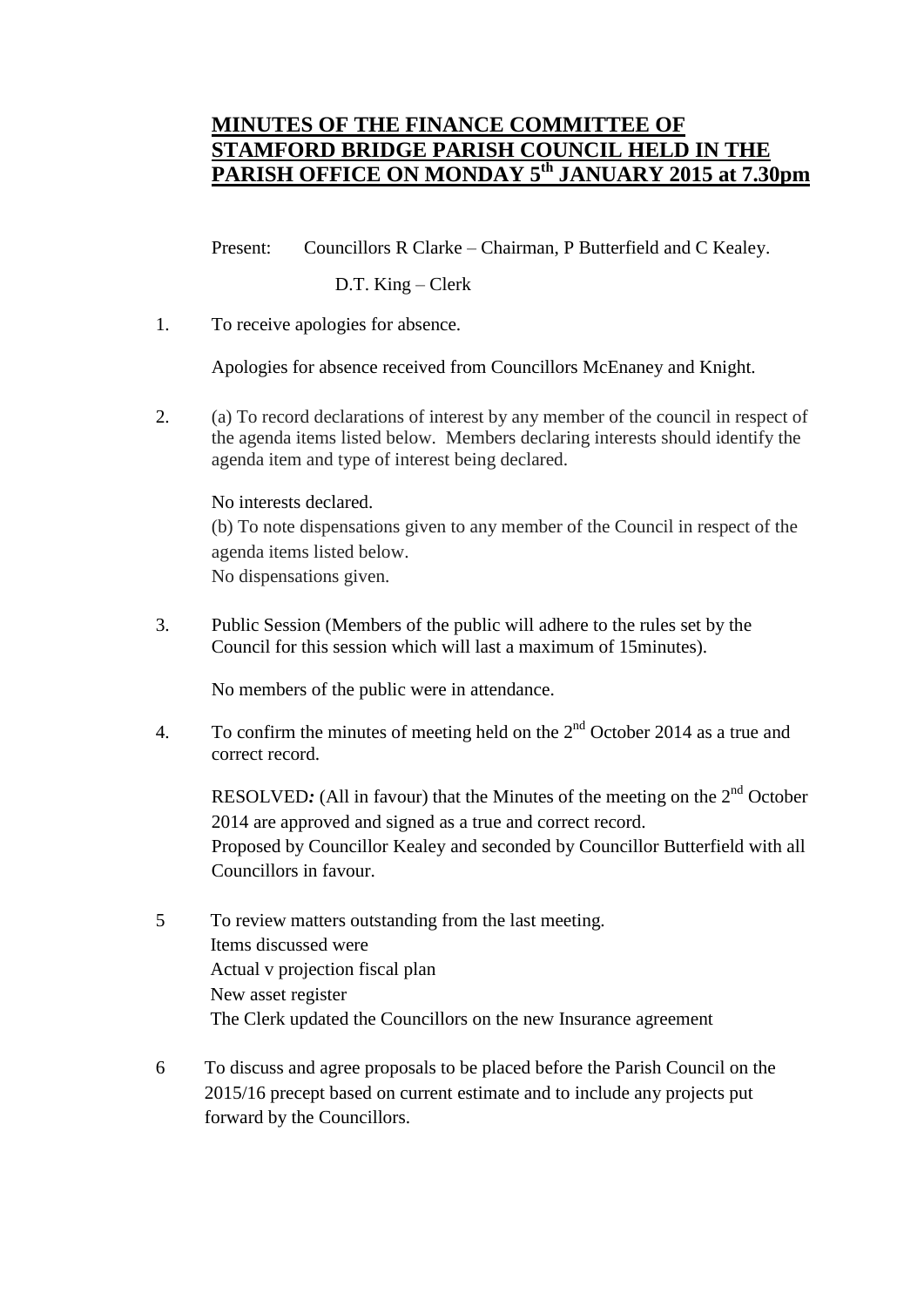# MINUTES OF THE FINANCE COMMITTEE OF STAMFORD BRIDGE PARISH COUNCIL HELD IN THE PARISH OFFICE ON MONDAY 5th JANUARY 2015 at 7.30pm

Present: Councillors R Clarke – Chairman, P Butterfield and C Kealey.

D.T. King – Clerk

1. To receive apologies for absence.

   Apologies for absence received from Councillors McEnaney and Knight.

2. (a) To record declarations of interest by any member of the council in respect of the agenda items listed below. Members declaring interests should identify the agenda item and type of interest being declared.

   No interests declared.

   (b) To note dispensations given to any member of the Council in respect of the agenda items listed below.

   No dispensations given.

3. Public Session (Members of the public will adhere to the rules set by the Council for this session which will last a maximum of 15minutes).

   No members of the public were in attendance.

4. To confirm the minutes of meeting held on the 2nd October 2014 as a true and correct record.

   RESOLVED*:* (All in favour) that the Minutes of the meeting on the 2nd October 2014 are approved and signed as a true and correct record.
   Proposed by Councillor Kealey and seconded by Councillor Butterfield with all Councillors in favour.

5. To review matters outstanding from the last meeting.
   Items discussed were
   Actual v projection fiscal plan
   New asset register
   The Clerk updated the Councillors on the new Insurance agreement

6. To discuss and agree proposals to be placed before the Parish Council on the 2015/16 precept based on current estimate and to include any projects put forward by the Councillors.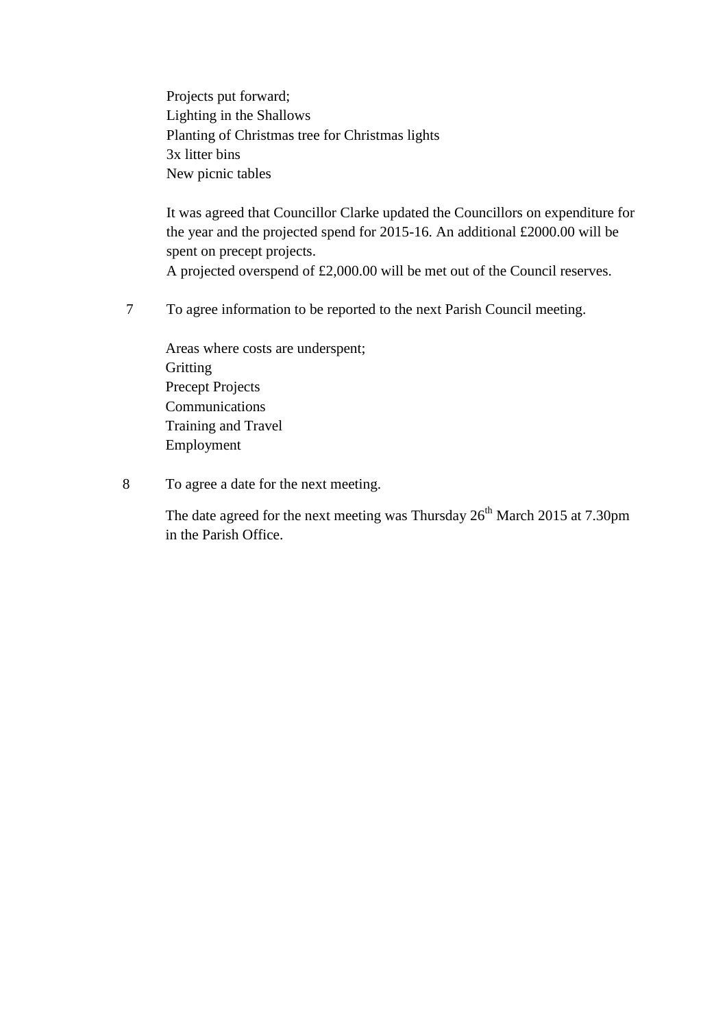Projects put forward;
Lighting in the Shallows
Planting of Christmas tree for Christmas lights
3x litter bins
New picnic tables

It was agreed that Councillor Clarke updated the Councillors on expenditure for the year and the projected spend for 2015-16. An additional £2000.00 will be spent on precept projects.
A projected overspend of £2,000.00 will be met out of the Council reserves.

7 To agree information to be reported to the next Parish Council meeting.

Areas where costs are underspent;
Gritting
Precept Projects
Communications
Training and Travel
Employment

8 To agree a date for the next meeting.

The date agreed for the next meeting was Thursday 26th March 2015 at 7.30pm in the Parish Office.